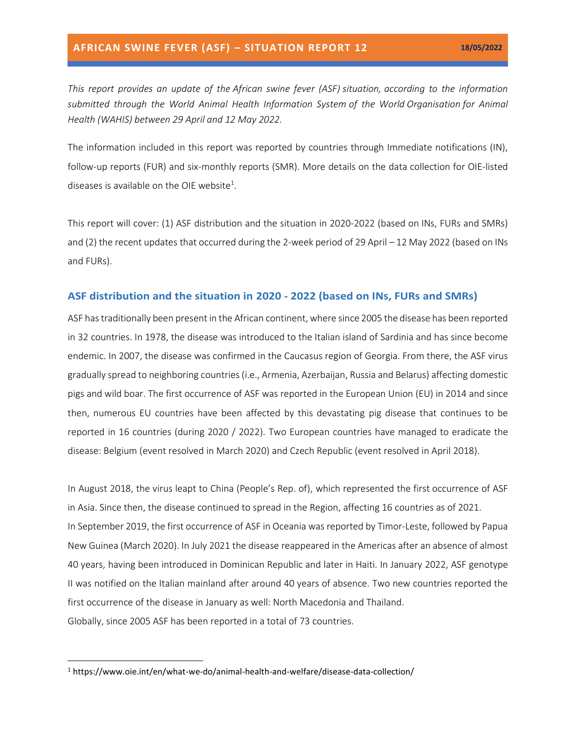# AFRICAN SWINE FEVER (ASF) – SITUATION REPORT 12

**18/05/2022**

*This report provides an update of the African swine fever (ASF) situation, according to the information submitted through the World Animal Health Information System of the World Organisation for Animal Health (WAHIS) between 29 April and 12 May 2022.*

The information included in this report was reported by countries through Immediate notifications (IN), follow-up reports (FUR) and six-monthly reports (SMR). More details on the data collection for OIE-listed diseases is available on the OIE website[1].

This report will cover: (1) ASF distribution and the situation in 2020-2022 (based on INs, FURs and SMRs) and (2) the recent updates that occurred during the 2-week period of 29 April – 12 May 2022 (based on INs and FURs).

## ASF distribution and the situation in 2020 - 2022 (based on INs, FURs and SMRs)

ASF has traditionally been present in the African continent, where since 2005 the disease has been reported in 32 countries. In 1978, the disease was introduced to the Italian island of Sardinia and has since become endemic. In 2007, the disease was confirmed in the Caucasus region of Georgia. From there, the ASF virus gradually spread to neighboring countries (i.e., Armenia, Azerbaijan, Russia and Belarus) affecting domestic pigs and wild boar. The first occurrence of ASF was reported in the European Union (EU) in 2014 and since then, numerous EU countries have been affected by this devastating pig disease that continues to be reported in 16 countries (during 2020 / 2022). Two European countries have managed to eradicate the disease: Belgium (event resolved in March 2020) and Czech Republic (event resolved in April 2018).

In August 2018, the virus leapt to China (People's Rep. of), which represented the first occurrence of ASF in Asia. Since then, the disease continued to spread in the Region, affecting 16 countries as of 2021.
In September 2019, the first occurrence of ASF in Oceania was reported by Timor-Leste, followed by Papua New Guinea (March 2020). In July 2021 the disease reappeared in the Americas after an absence of almost 40 years, having been introduced in Dominican Republic and later in Haiti. In January 2022, ASF genotype II was notified on the Italian mainland after around 40 years of absence. Two new countries reported the first occurrence of the disease in January as well: North Macedonia and Thailand.
Globally, since 2005 ASF has been reported in a total of 73 countries.

---

[1] https://www.oie.int/en/what-we-do/animal-health-and-welfare/disease-data-collection/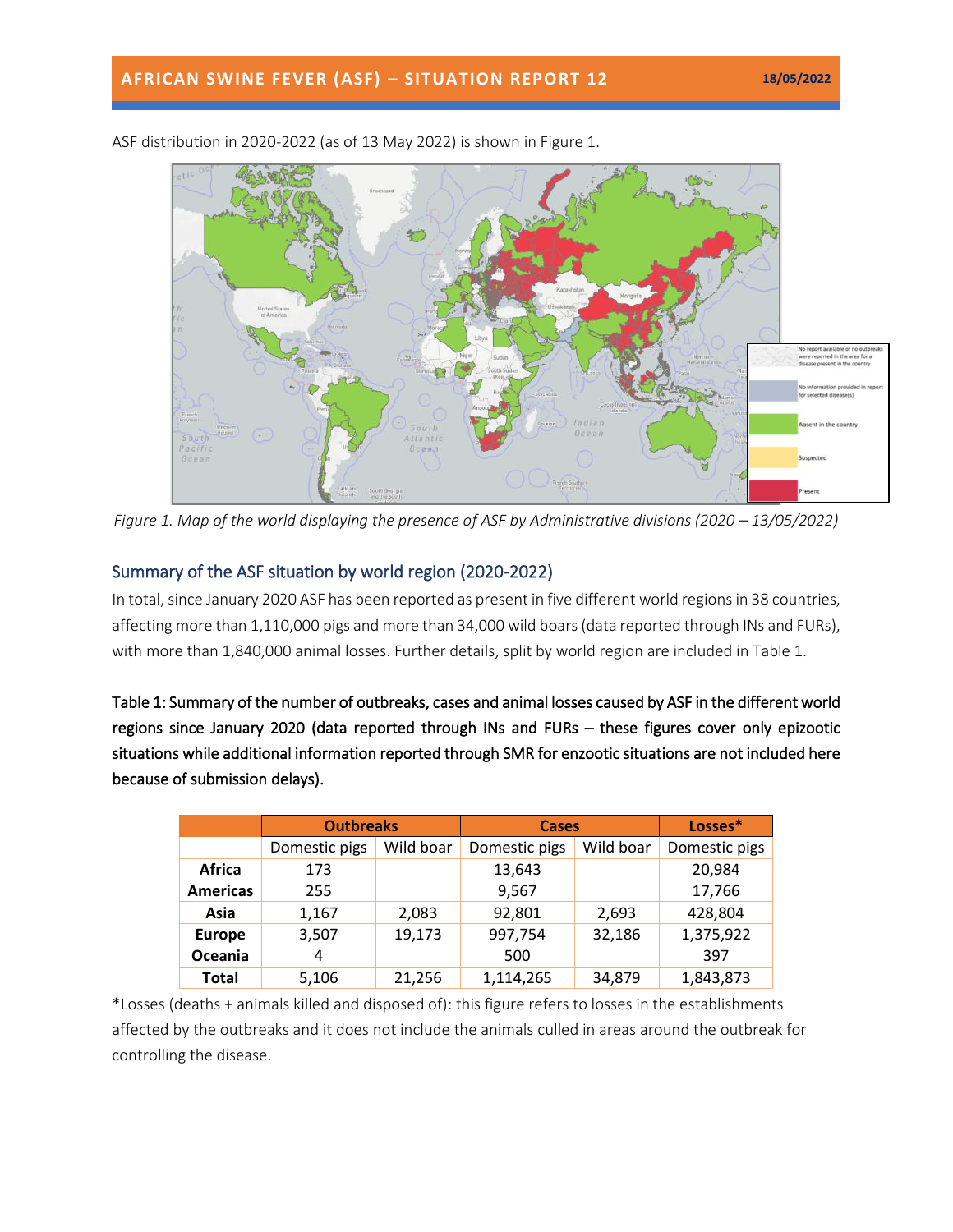ASF distribution in 2020-2022 (as of 13 May 2022) is shown in Figure 1.

*Figure 1. Map of the world displaying the presence of ASF by Administrative divisions (2020 – 13/05/2022)*

## Summary of the ASF situation by world region (2020-2022)

In total, since January 2020 ASF has been reported as present in five different world regions in 38 countries, affecting more than 1,110,000 pigs and more than 34,000 wild boars (data reported through INs and FURs), with more than 1,840,000 animal losses. Further details, split by world region are included in Table 1.

**Table 1: Summary of the number of outbreaks, cases and animal losses caused by ASF in the different world regions since January 2020 (data reported through INs and FURs – these figures cover only epizootic situations while additional information reported through SMR for enzootic situations are not included here because of submission delays).**

| | Outbreaks | | Cases | | Losses* |
|---|---|---|---|---|---|
| | Domestic pigs | Wild boar | Domestic pigs | Wild boar | Domestic pigs |
| **Africa** | 173 | | 13,643 | | 20,984 |
| **Americas** | 255 | | 9,567 | | 17,766 |
| **Asia** | 1,167 | 2,083 | 92,801 | 2,693 | 428,804 |
| **Europe** | 3,507 | 19,173 | 997,754 | 32,186 | 1,375,922 |
| **Oceania** | 4 | | 500 | | 397 |
| **Total** | 5,106 | 21,256 | 1,114,265 | 34,879 | 1,843,873 |

*Losses (deaths + animals killed and disposed of): this figure refers to losses in the establishments affected by the outbreaks and it does not include the animals culled in areas around the outbreak for controlling the disease.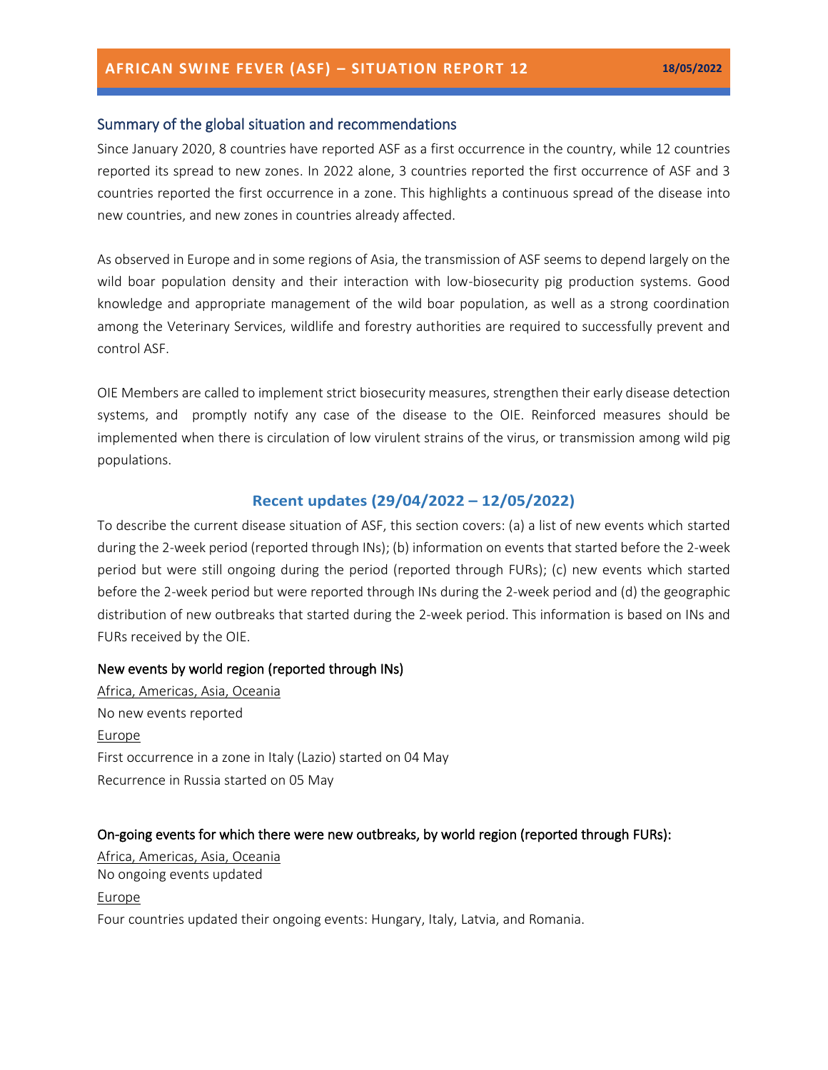# AFRICAN SWINE FEVER (ASF) – SITUATION REPORT 12

**18/05/2022**

## Summary of the global situation and recommendations

Since January 2020, 8 countries have reported ASF as a first occurrence in the country, while 12 countries reported its spread to new zones. In 2022 alone, 3 countries reported the first occurrence of ASF and 3 countries reported the first occurrence in a zone. This highlights a continuous spread of the disease into new countries, and new zones in countries already affected.

As observed in Europe and in some regions of Asia, the transmission of ASF seems to depend largely on the wild boar population density and their interaction with low-biosecurity pig production systems. Good knowledge and appropriate management of the wild boar population, as well as a strong coordination among the Veterinary Services, wildlife and forestry authorities are required to successfully prevent and control ASF.

OIE Members are called to implement strict biosecurity measures, strengthen their early disease detection systems, and promptly notify any case of the disease to the OIE. Reinforced measures should be implemented when there is circulation of low virulent strains of the virus, or transmission among wild pig populations.

## Recent updates (29/04/2022 – 12/05/2022)

To describe the current disease situation of ASF, this section covers: (a) a list of new events which started during the 2-week period (reported through INs); (b) information on events that started before the 2-week period but were still ongoing during the period (reported through FURs); (c) new events which started before the 2-week period but were reported through INs during the 2-week period and (d) the geographic distribution of new outbreaks that started during the 2-week period. This information is based on INs and FURs received by the OIE.

### New events by world region (reported through INs)

Africa, Americas, Asia, Oceania

No new events reported

Europe

First occurrence in a zone in Italy (Lazio) started on 04 May

Recurrence in Russia started on 05 May

### On-going events for which there were new outbreaks, by world region (reported through FURs):

Africa, Americas, Asia, Oceania

No ongoing events updated

Europe

Four countries updated their ongoing events: Hungary, Italy, Latvia, and Romania.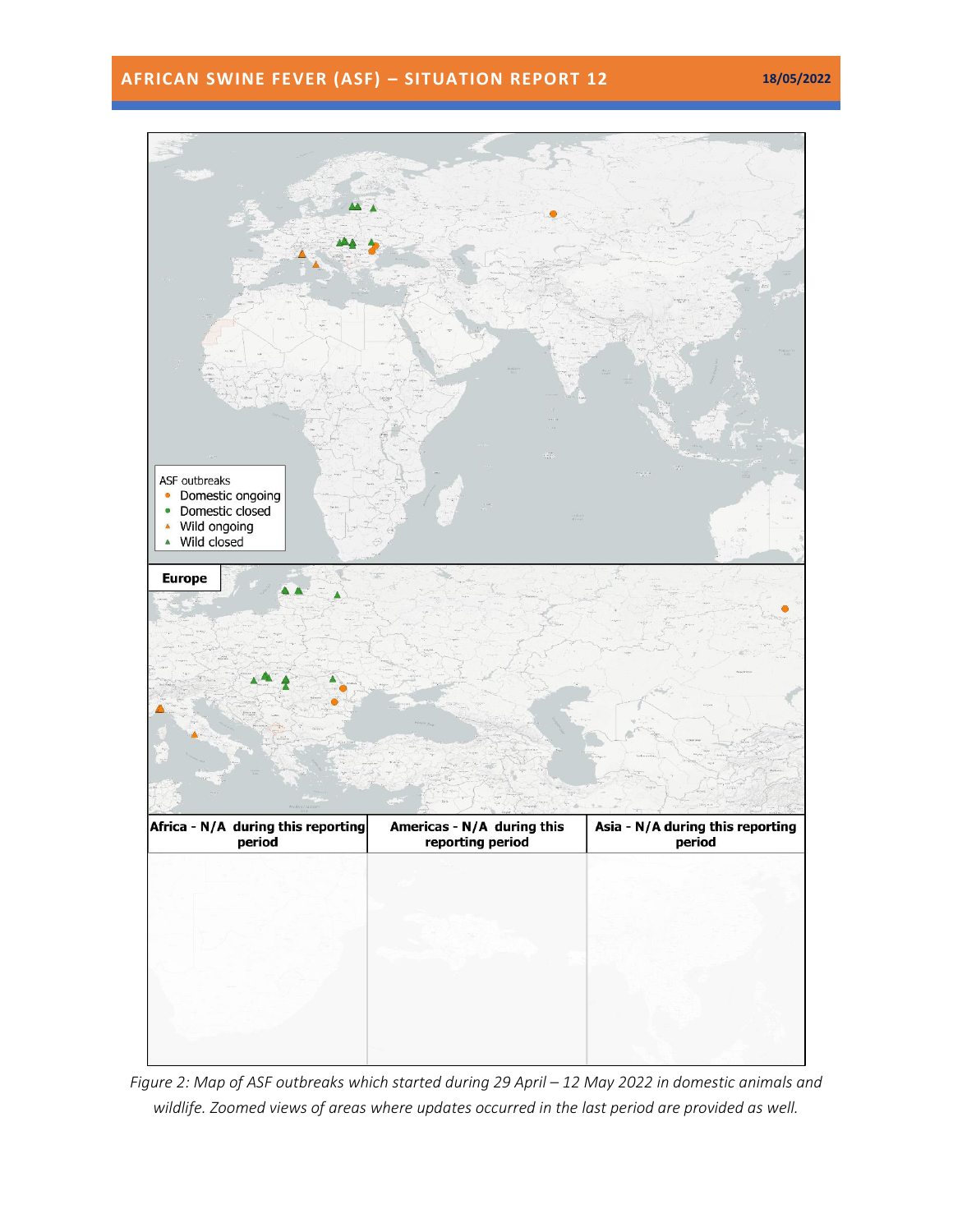ASF outbreaks
- Domestic ongoing
- Domestic closed
- Wild ongoing
- Wild closed

**Europe**

| Africa - N/A during this reporting period | Americas - N/A during this reporting period | Asia - N/A during this reporting period |
|---|---|---|

*Figure 2: Map of ASF outbreaks which started during 29 April – 12 May 2022 in domestic animals and wildlife. Zoomed views of areas where updates occurred in the last period are provided as well.*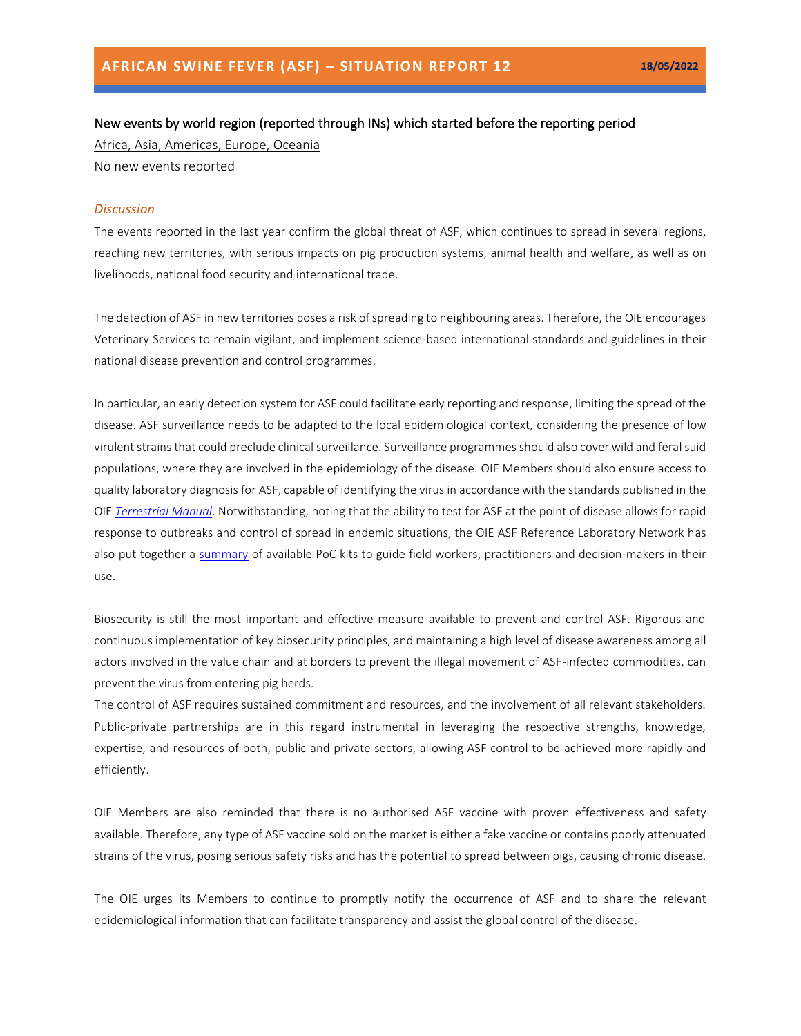New events by world region (reported through INs) which started before the reporting period

Africa, Asia, Americas, Europe, Oceania

No new events reported

### *Discussion*

The events reported in the last year confirm the global threat of ASF, which continues to spread in several regions, reaching new territories, with serious impacts on pig production systems, animal health and welfare, as well as on livelihoods, national food security and international trade.

The detection of ASF in new territories poses a risk of spreading to neighbouring areas. Therefore, the OIE encourages Veterinary Services to remain vigilant, and implement science-based international standards and guidelines in their national disease prevention and control programmes.

In particular, an early detection system for ASF could facilitate early reporting and response, limiting the spread of the disease. ASF surveillance needs to be adapted to the local epidemiological context, considering the presence of low virulent strains that could preclude clinical surveillance. Surveillance programmes should also cover wild and feral suid populations, where they are involved in the epidemiology of the disease. OIE Members should also ensure access to quality laboratory diagnosis for ASF, capable of identifying the virus in accordance with the standards published in the OIE *Terrestrial Manual*. Notwithstanding, noting that the ability to test for ASF at the point of disease allows for rapid response to outbreaks and control of spread in endemic situations, the OIE ASF Reference Laboratory Network has also put together a summary of available PoC kits to guide field workers, practitioners and decision-makers in their use.

Biosecurity is still the most important and effective measure available to prevent and control ASF. Rigorous and continuous implementation of key biosecurity principles, and maintaining a high level of disease awareness among all actors involved in the value chain and at borders to prevent the illegal movement of ASF-infected commodities, can prevent the virus from entering pig herds.

The control of ASF requires sustained commitment and resources, and the involvement of all relevant stakeholders. Public-private partnerships are in this regard instrumental in leveraging the respective strengths, knowledge, expertise, and resources of both, public and private sectors, allowing ASF control to be achieved more rapidly and efficiently.

OIE Members are also reminded that there is no authorised ASF vaccine with proven effectiveness and safety available. Therefore, any type of ASF vaccine sold on the market is either a fake vaccine or contains poorly attenuated strains of the virus, posing serious safety risks and has the potential to spread between pigs, causing chronic disease.

The OIE urges its Members to continue to promptly notify the occurrence of ASF and to share the relevant epidemiological information that can facilitate transparency and assist the global control of the disease.